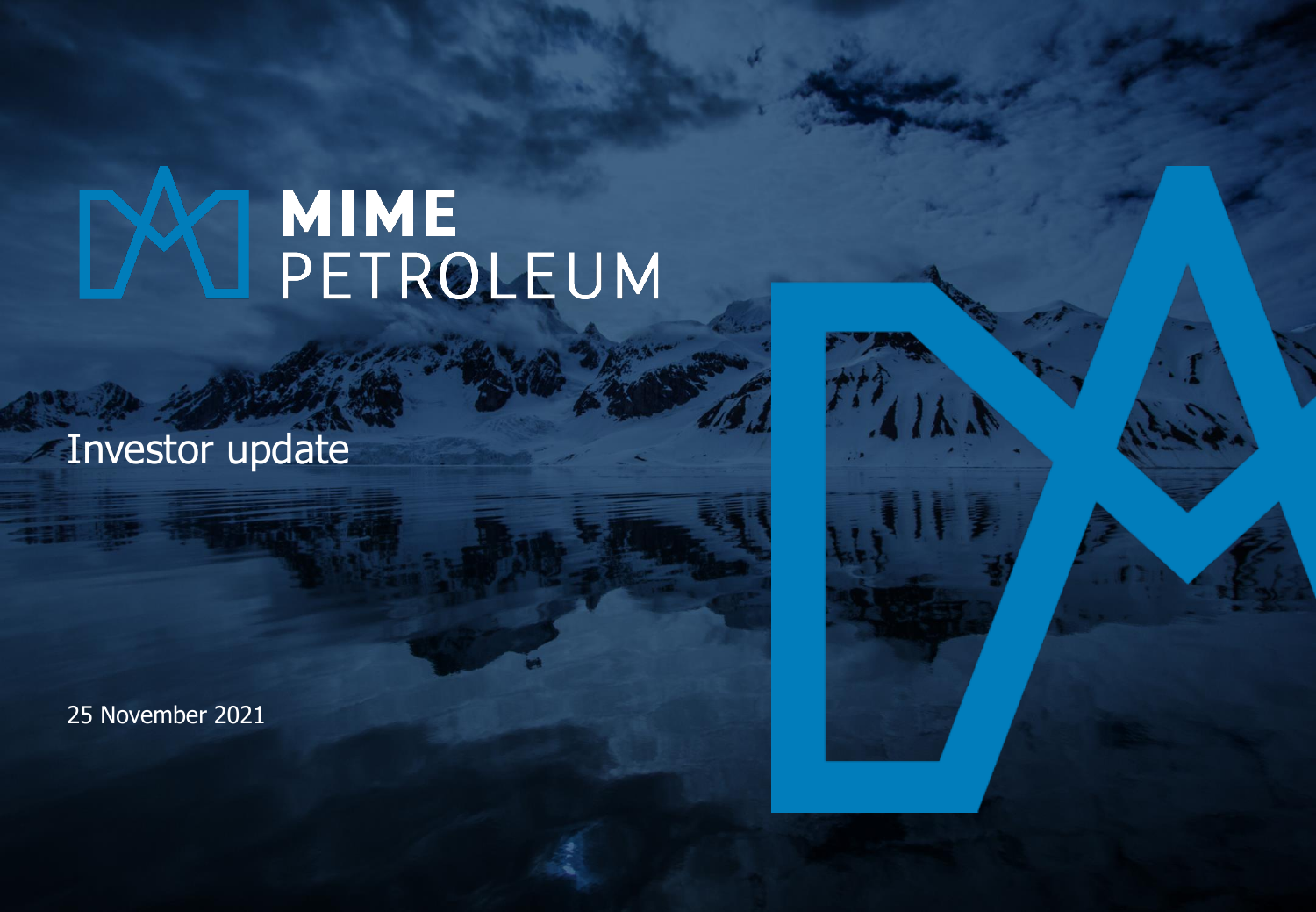# MIME PETROLEUM

## Investor update

25 November 2021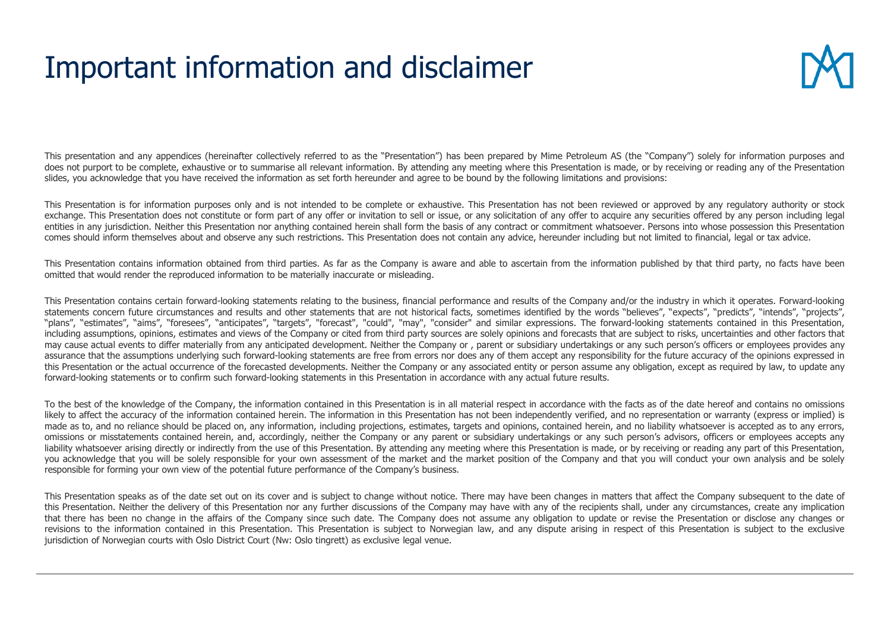# Important information and disclaimer

This presentation and any appendices (hereinafter collectively referred to as the "Presentation") has been prepared by Mime Petroleum AS (the "Company") solely for information purposes and does not purport to be complete, exhaustive or to summarise all relevant information. By attending any meeting where this Presentation is made, or by receiving or reading any of the Presentation slides, you acknowledge that you have received the information as set forth hereunder and agree to be bound by the following limitations and provisions:

This Presentation is for information purposes only and is not intended to be complete or exhaustive. This Presentation has not been reviewed or approved by any regulatory authority or stock exchange. This Presentation does not constitute or form part of any offer or invitation to sell or issue, or any solicitation of any offer to acquire any securities offered by any person including legal entities in any jurisdiction. Neither this Presentation nor anything contained herein shall form the basis of any contract or commitment whatsoever. Persons into whose possession this Presentation comes should inform themselves about and observe any such restrictions. This Presentation does not contain any advice, hereunder including but not limited to financial, legal or tax advice.

This Presentation contains information obtained from third parties. As far as the Company is aware and able to ascertain from the information published by that third party, no facts have been omitted that would render the reproduced information to be materially inaccurate or misleading.

This Presentation contains certain forward-looking statements relating to the business, financial performance and results of the Company and/or the industry in which it operates. Forward-looking statements concern future circumstances and results and other statements that are not historical facts, sometimes identified by the words "believes", "expects", "predicts", "intends", "projects", "plans", "estimates", "aims", "foresees", "anticipates", "targets", "forecast", "could", "may", "consider" and similar expressions. The forward-looking statements contained in this Presentation, including assumptions, opinions, estimates and views of the Company or cited from third party sources are solely opinions and forecasts that are subject to risks, uncertainties and other factors that may cause actual events to differ materially from any anticipated development. Neither the Company or , parent or subsidiary undertakings or any such person's officers or employees provides any assurance that the assumptions underlying such forward-looking statements are free from errors nor does any of them accept any responsibility for the future accuracy of the opinions expressed in this Presentation or the actual occurrence of the forecasted developments. Neither the Company or any associated entity or person assume any obligation, except as required by law, to update any forward-looking statements or to confirm such forward-looking statements in this Presentation in accordance with any actual future results.

To the best of the knowledge of the Company, the information contained in this Presentation is in all material respect in accordance with the facts as of the date hereof and contains no omissions likely to affect the accuracy of the information contained herein. The information in this Presentation has not been independently verified, and no representation or warranty (express or implied) is made as to, and no reliance should be placed on, any information, including projections, estimates, targets and opinions, contained herein, and no liability whatsoever is accepted as to any errors, omissions or misstatements contained herein, and, accordingly, neither the Company or any parent or subsidiary undertakings or any such person's advisors, officers or employees accepts any liability whatsoever arising directly or indirectly from the use of this Presentation. By attending any meeting where this Presentation is made, or by receiving or reading any part of this Presentation, you acknowledge that you will be solely responsible for your own assessment of the market and the market position of the Company and that you will conduct your own analysis and be solely responsible for forming your own view of the potential future performance of the Company's business.

This Presentation speaks as of the date set out on its cover and is subject to change without notice. There may have been changes in matters that affect the Company subsequent to the date of this Presentation. Neither the delivery of this Presentation nor any further discussions of the Company may have with any of the recipients shall, under any circumstances, create any implication that there has been no change in the affairs of the Company since such date. The Company does not assume any obligation to update or revise the Presentation or disclose any changes or revisions to the information contained in this Presentation. This Presentation is subject to Norwegian law, and any dispute arising in respect of this Presentation is subject to the exclusive jurisdiction of Norwegian courts with Oslo District Court (Nw: Oslo tingrett) as exclusive legal venue.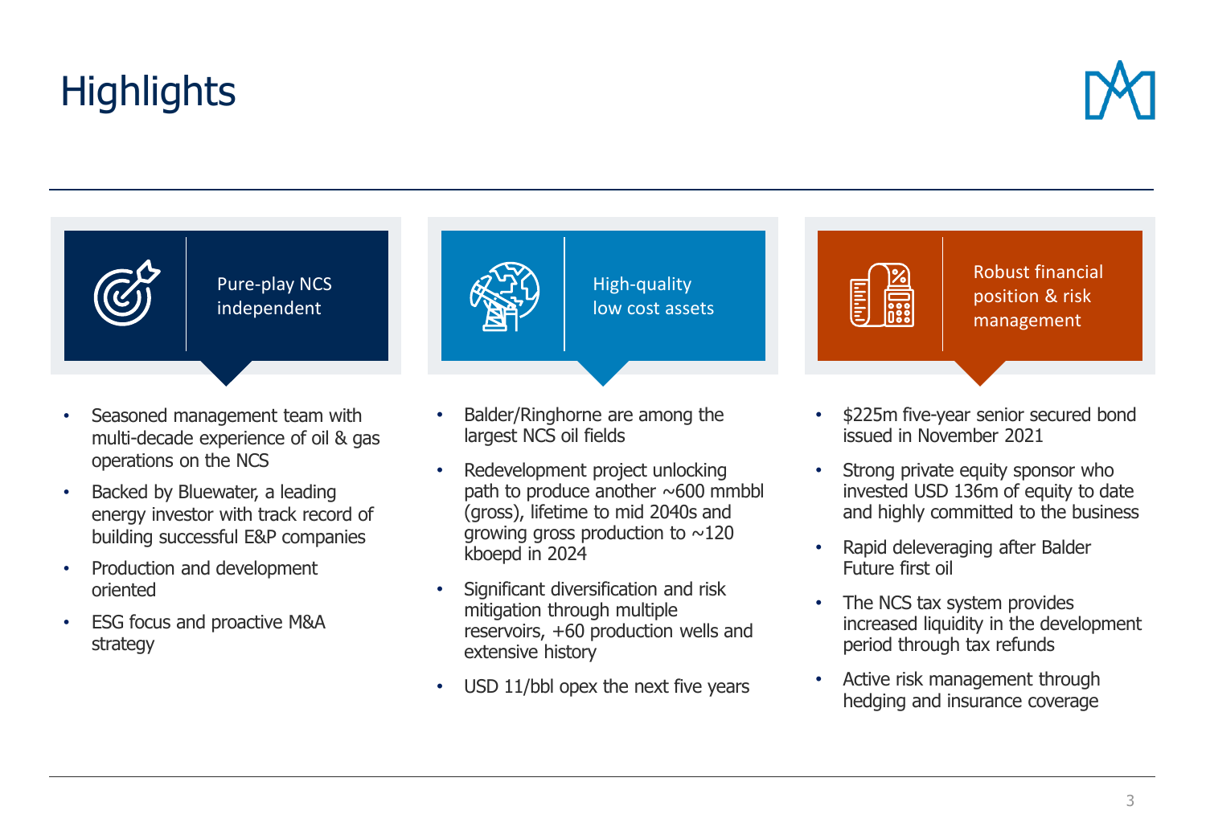# Highlights

### Pure-play NCS independent

- Seasoned management team with multi-decade experience of oil & gas operations on the NCS
- Backed by Bluewater, a leading energy investor with track record of building successful E&P companies
- Production and development oriented
- ESG focus and proactive M&A strategy

### High-quality low cost assets

- Balder/Ringhorne are among the largest NCS oil fields
- Redevelopment project unlocking path to produce another ~600 mmbbl (gross), lifetime to mid 2040s and growing gross production to ~120 kboepd in 2024
- Significant diversification and risk mitigation through multiple reservoirs, +60 production wells and extensive history
- USD 11/bbl opex the next five years

### Robust financial position & risk management

- $225m five-year senior secured bond issued in November 2021
- Strong private equity sponsor who invested USD 136m of equity to date and highly committed to the business
- Rapid deleveraging after Balder Future first oil
- The NCS tax system provides increased liquidity in the development period through tax refunds
- Active risk management through hedging and insurance coverage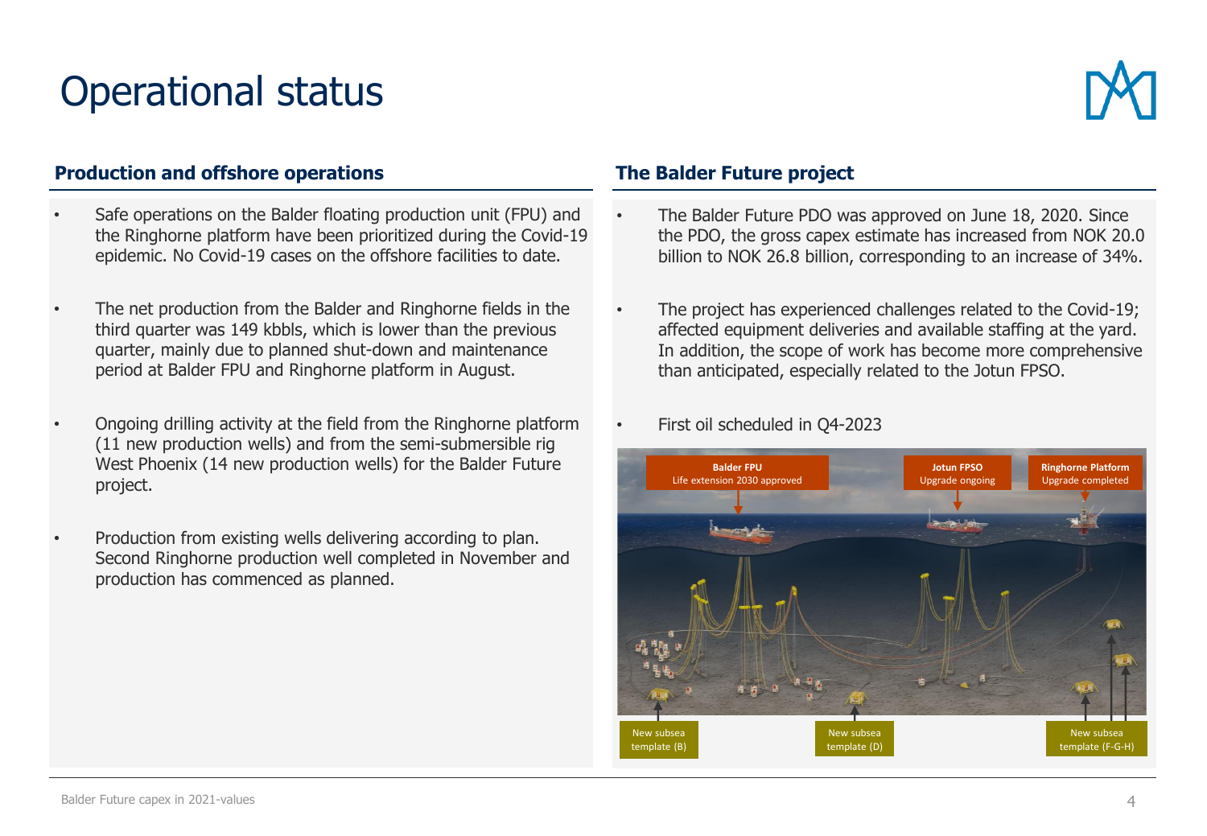# Operational status

## Production and offshore operations

- Safe operations on the Balder floating production unit (FPU) and the Ringhorne platform have been prioritized during the Covid-19 epidemic. No Covid-19 cases on the offshore facilities to date.
- The net production from the Balder and Ringhorne fields in the third quarter was 149 kbbls, which is lower than the previous quarter, mainly due to planned shut-down and maintenance period at Balder FPU and Ringhorne platform in August.
- Ongoing drilling activity at the field from the Ringhorne platform (11 new production wells) and from the semi-submersible rig West Phoenix (14 new production wells) for the Balder Future project.
- Production from existing wells delivering according to plan. Second Ringhorne production well completed in November and production has commenced as planned.

## The Balder Future project

- The Balder Future PDO was approved on June 18, 2020. Since the PDO, the gross capex estimate has increased from NOK 20.0 billion to NOK 26.8 billion, corresponding to an increase of 34%.
- The project has experienced challenges related to the Covid-19; affected equipment deliveries and available staffing at the yard. In addition, the scope of work has become more comprehensive than anticipated, especially related to the Jotun FPSO.
- First oil scheduled in Q4-2023

**Balder FPU** Life extension 2030 approved

**Jotun FPSO** Upgrade ongoing

**Ringhorne Platform** Upgrade completed

New subsea template (B)

New subsea template (D)

New subsea template (F-G-H)

Balder Future capex in 2021-values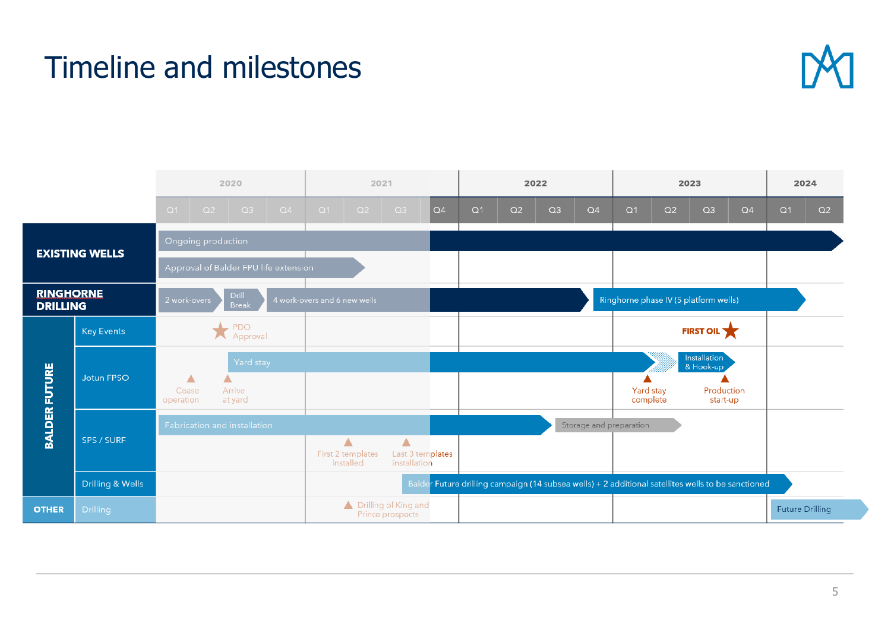# Timeline and milestones

| | | 2020 | | | | 2021 | | | | 2022 | | | | 2023 | | | | 2024 | |
|---|---|---|---|---|---|---|---|---|---|---|---|---|---|---|---|---|---|---|---|
| | | Q1 | Q2 | Q3 | Q4 | Q1 | Q2 | Q3 | Q4 | Q1 | Q2 | Q3 | Q4 | Q1 | Q2 | Q3 | Q4 | Q1 | Q2 |

**EXISTING WELLS**
- Ongoing production (2020 Q1 → 2024 Q2 and beyond)
- Approval of Balder FPU life extension (2020 Q1 – 2021 Q2)

**RINGHORNE DRILLING**
- 2 work-overs (2020 Q1 – Q2)
- Drill Break (2020 Q3)
- 4 work-overs and 6 new wells (2020 Q4 – 2022 Q3)
- Ringhorne phase IV (5 platform wells) (2022 Q4 – 2024 Q1)

**BALDER FUTURE**
- **Key Events**
  - PDO Approval (2020 Q2)
  - FIRST OIL (2023 Q4)
- **Jotun FPSO**
  - Cease operation (2020 Q2)
  - Arrive at yard (2020 Q3)
  - Yard stay (2020 Q3 – 2023 Q2)
  - Yard stay complete (2023 Q2)
  - Installation & Hook-up (2023 Q3 – Q4)
  - Production start-up (2023 Q4)
- **SPS / SURF**
  - Fabrication and installation (2020 Q1 – 2022 Q2)
  - First 2 templates installed (2021 Q2)
  - Last 3 templates installation (2021 Q4)
  - Storage and preparation (2022 Q3 – 2023 Q2)
- **Drilling & Wells**
  - Balder Future drilling campaign (14 subsea wells) + 2 additional satellites wells to be sanctioned (2021 Q3 – 2024 Q1)

**OTHER**
- **Drilling**
  - Drilling of King and Prince prospects (2021 Q2)
  - Future Drilling (2024 Q1 →)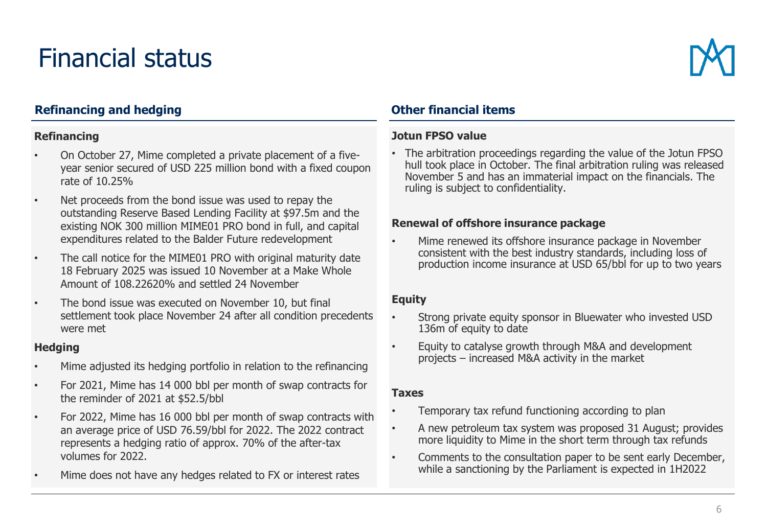# Financial status

## Refinancing and hedging

### Refinancing

- On October 27, Mime completed a private placement of a five-year senior secured of USD 225 million bond with a fixed coupon rate of 10.25%
- Net proceeds from the bond issue was used to repay the outstanding Reserve Based Lending Facility at $97.5m and the existing NOK 300 million MIME01 PRO bond in full, and capital expenditures related to the Balder Future redevelopment
- The call notice for the MIME01 PRO with original maturity date 18 February 2025 was issued 10 November at a Make Whole Amount of 108.22620% and settled 24 November
- The bond issue was executed on November 10, but final settlement took place November 24 after all condition precedents were met

### Hedging

- Mime adjusted its hedging portfolio in relation to the refinancing
- For 2021, Mime has 14 000 bbl per month of swap contracts for the reminder of 2021 at $52.5/bbl
- For 2022, Mime has 16 000 bbl per month of swap contracts with an average price of USD 76.59/bbl for 2022. The 2022 contract represents a hedging ratio of approx. 70% of the after-tax volumes for 2022.
- Mime does not have any hedges related to FX or interest rates

## Other financial items

### Jotun FPSO value

- The arbitration proceedings regarding the value of the Jotun FPSO hull took place in October. The final arbitration ruling was released November 5 and has an immaterial impact on the financials. The ruling is subject to confidentiality.

### Renewal of offshore insurance package

- Mime renewed its offshore insurance package in November consistent with the best industry standards, including loss of production income insurance at USD 65/bbl for up to two years

### Equity

- Strong private equity sponsor in Bluewater who invested USD 136m of equity to date
- Equity to catalyse growth through M&A and development projects – increased M&A activity in the market

### Taxes

- Temporary tax refund functioning according to plan
- A new petroleum tax system was proposed 31 August; provides more liquidity to Mime in the short term through tax refunds
- Comments to the consultation paper to be sent early December, while a sanctioning by the Parliament is expected in 1H2022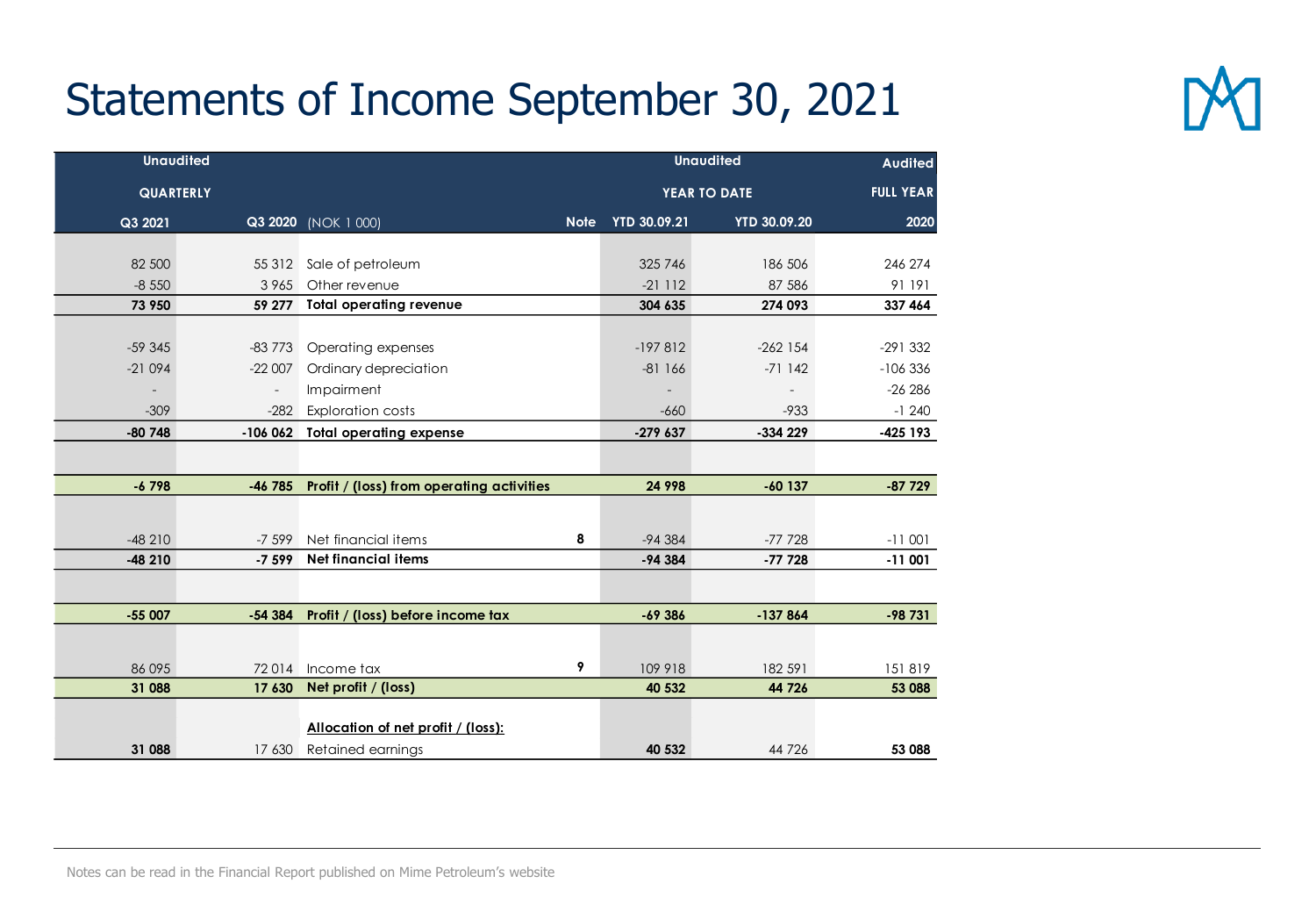# Statements of Income September 30, 2021

| Unaudited | | | | Unaudited | | Audited |
|---|---|---|---|---|---|---|
| QUARTERLY | | | | YEAR TO DATE | | FULL YEAR |
| Q3 2021 | Q3 2020 | (NOK 1 000) | Note | YTD 30.09.21 | YTD 30.09.20 | 2020 |
| 82 500 | 55 312 | Sale of petroleum | | 325 746 | 186 506 | 246 274 |
| -8 550 | 3 965 | Other revenue | | -21 112 | 87 586 | 91 191 |
| **73 950** | **59 277** | **Total operating revenue** | | **304 635** | **274 093** | **337 464** |
| -59 345 | -83 773 | Operating expenses | | -197 812 | -262 154 | -291 332 |
| -21 094 | -22 007 | Ordinary depreciation | | -81 166 | -71 142 | -106 336 |
| - | - | Impairment | | - | - | -26 286 |
| -309 | -282 | Exploration costs | | -660 | -933 | -1 240 |
| **-80 748** | **-106 062** | **Total operating expense** | | **-279 637** | **-334 229** | **-425 193** |
| **-6 798** | **-46 785** | **Profit / (loss) from operating activities** | | **24 998** | **-60 137** | **-87 729** |
| -48 210 | -7 599 | Net financial items | 8 | -94 384 | -77 728 | -11 001 |
| **-48 210** | **-7 599** | **Net financial items** | | **-94 384** | **-77 728** | **-11 001** |
| **-55 007** | **-54 384** | **Profit / (loss) before income tax** | | **-69 386** | **-137 864** | **-98 731** |
| 86 095 | 72 014 | Income tax | 9 | 109 918 | 182 591 | 151 819 |
| **31 088** | **17 630** | **Net profit / (loss)** | | **40 532** | **44 726** | **53 088** |
| | | **Allocation of net profit / (loss):** | | | | |
| **31 088** | 17 630 | Retained earnings | | **40 532** | 44 726 | **53 088** |

Notes can be read in the Financial Report published on Mime Petroleum's website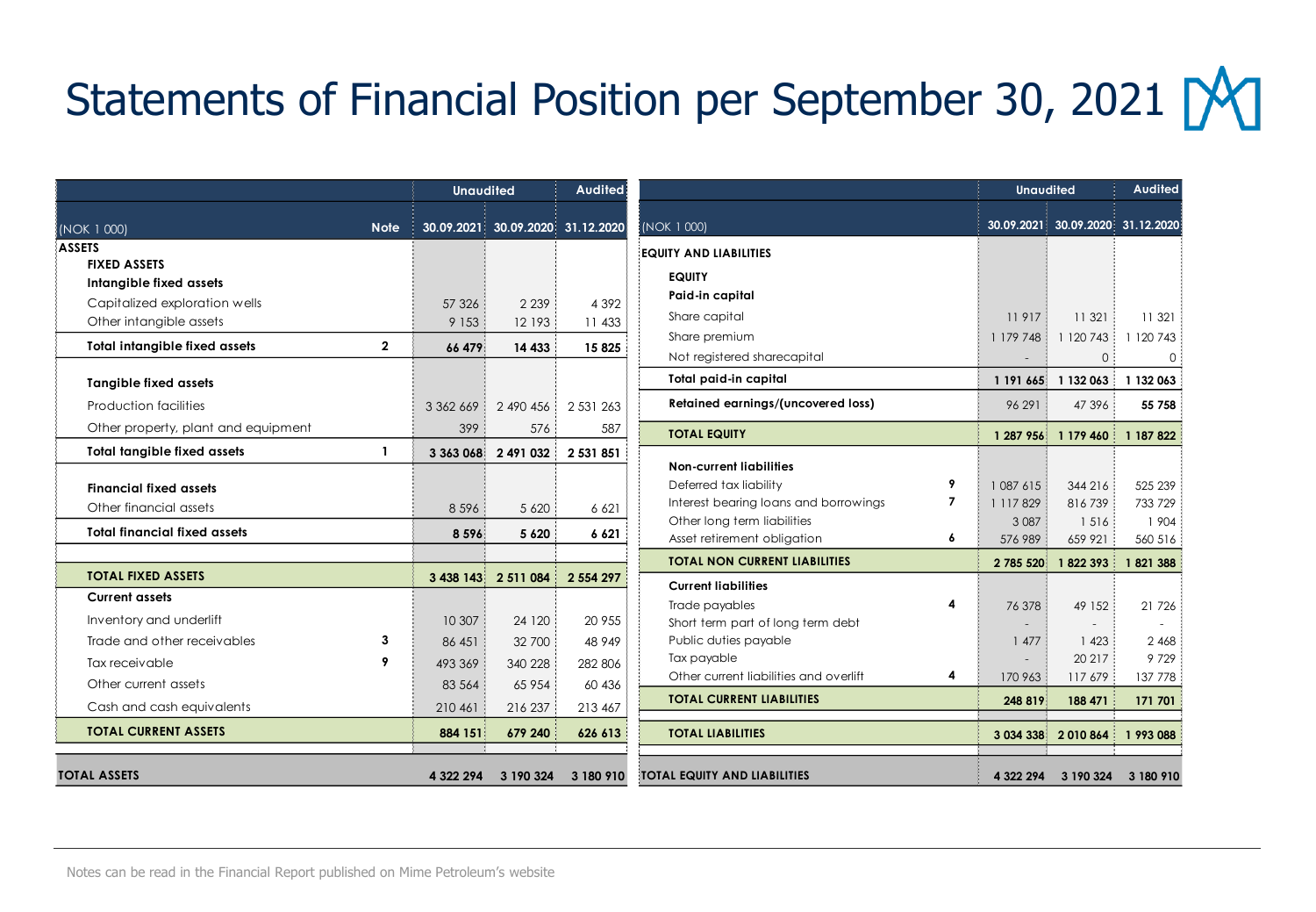# Statements of Financial Position per September 30, 2021

| (NOK 1 000) | Note | Unaudited 30.09.2021 | Unaudited 30.09.2020 | Audited 31.12.2020 |
|---|---|---|---|---|
| **ASSETS** | | | | |
| **FIXED ASSETS** | | | | |
| **Intangible fixed assets** | | | | |
| Capitalized exploration wells | | 57 326 | 2 239 | 4 392 |
| Other intangible assets | | 9 153 | 12 193 | 11 433 |
| **Total intangible fixed assets** | **2** | **66 479** | **14 433** | **15 825** |
| **Tangible fixed assets** | | | | |
| Production facilities | | 3 362 669 | 2 490 456 | 2 531 263 |
| Other property, plant and equipment | | 399 | 576 | 587 |
| **Total tangible fixed assets** | **1** | **3 363 068** | **2 491 032** | **2 531 851** |
| **Financial fixed assets** | | | | |
| Other financial assets | | 8 596 | 5 620 | 6 621 |
| **Total financial fixed assets** | | **8 596** | **5 620** | **6 621** |
| **TOTAL FIXED ASSETS** | | **3 438 143** | **2 511 084** | **2 554 297** |
| **Current assets** | | | | |
| Inventory and underlift | | 10 307 | 24 120 | 20 955 |
| Trade and other receivables | 3 | 86 451 | 32 700 | 48 949 |
| Tax receivable | 9 | 493 369 | 340 228 | 282 806 |
| Other current assets | | 83 564 | 65 954 | 60 436 |
| Cash and cash equivalents | | 210 461 | 216 237 | 213 467 |
| **TOTAL CURRENT ASSETS** | | **884 151** | **679 240** | **626 613** |
| **TOTAL ASSETS** | | **4 322 294** | **3 190 324** | **3 180 910** |

| (NOK 1 000) | Note | Unaudited 30.09.2021 | Unaudited 30.09.2020 | Audited 31.12.2020 |
|---|---|---|---|---|
| **EQUITY AND LIABILITIES** | | | | |
| **EQUITY** | | | | |
| **Paid-in capital** | | | | |
| Share capital | | 11 917 | 11 321 | 11 321 |
| Share premium | | 1 179 748 | 1 120 743 | 1 120 743 |
| Not registered sharecapital | | - | 0 | 0 |
| **Total paid-in capital** | | **1 191 665** | **1 132 063** | **1 132 063** |
| **Retained earnings/(uncovered loss)** | | 96 291 | 47 396 | **55 758** |
| **TOTAL EQUITY** | | **1 287 956** | **1 179 460** | **1 187 822** |
| **Non-current liabilities** | | | | |
| Deferred tax liability | 9 | 1 087 615 | 344 216 | 525 239 |
| Interest bearing loans and borrowings | 7 | 1 117 829 | 816 739 | 733 729 |
| Other long term liabilities | | 3 087 | 1 516 | 1 904 |
| Asset retirement obligation | 6 | 576 989 | 659 921 | 560 516 |
| **TOTAL NON CURRENT LIABILITIES** | | **2 785 520** | **1 822 393** | **1 821 388** |
| **Current liabilities** | | | | |
| Trade payables | 4 | 76 378 | 49 152 | 21 726 |
| Short term part of long term debt | | - | - | - |
| Public duties payable | | 1 477 | 1 423 | 2 468 |
| Tax payable | | - | 20 217 | 9 729 |
| Other current liabilities and overlift | 4 | 170 963 | 117 679 | 137 778 |
| **TOTAL CURRENT LIABILITIES** | | **248 819** | **188 471** | **171 701** |
| **TOTAL LIABILITIES** | | **3 034 338** | **2 010 864** | **1 993 088** |
| **TOTAL EQUITY AND LIABILITIES** | | **4 322 294** | **3 190 324** | **3 180 910** |

Notes can be read in the Financial Report published on Mime Petroleum's website